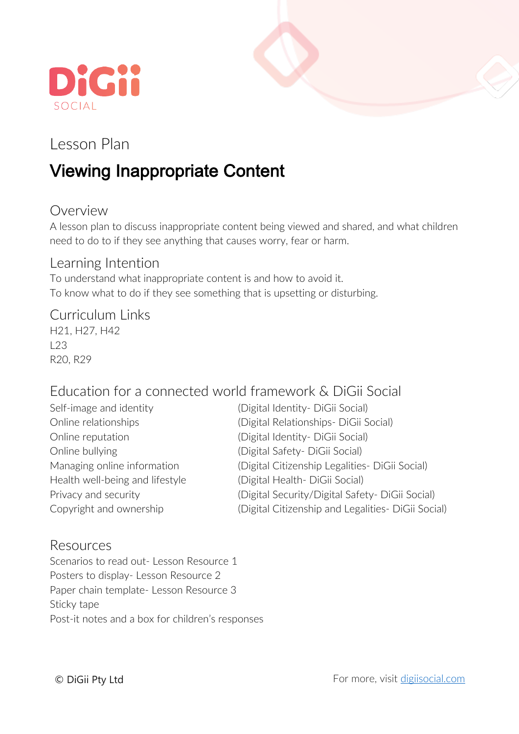DiGii SOCIAL

Lesson Plan

# Viewing Inappropriate Content

## Overview

A lesson plan to discuss inappropriate content being viewed and shared, and what children need to do to if they see anything that causes worry, fear or harm.

## Learning Intention

To understand what inappropriate content is and how to avoid it.
To know what to do if they see something that is upsetting or disturbing.

## Curriculum Links

H21, H27, H42
L23
R20, R29

## Education for a connected world framework & DiGii Social

| | |
|---|---|
| Self-image and identity | (Digital Identity- DiGii Social) |
| Online relationships | (Digital Relationships- DiGii Social) |
| Online reputation | (Digital Identity- DiGii Social) |
| Online bullying | (Digital Safety- DiGii Social) |
| Managing online information | (Digital Citizenship Legalities- DiGii Social) |
| Health well-being and lifestyle | (Digital Health- DiGii Social) |
| Privacy and security | (Digital Security/Digital Safety- DiGii Social) |
| Copyright and ownership | (Digital Citizenship and Legalities- DiGii Social) |

## Resources

Scenarios to read out- Lesson Resource 1
Posters to display- Lesson Resource 2
Paper chain template- Lesson Resource 3
Sticky tape
Post-it notes and a box for children's responses

© DiGii Pty Ltd

For more, visit digiisocial.com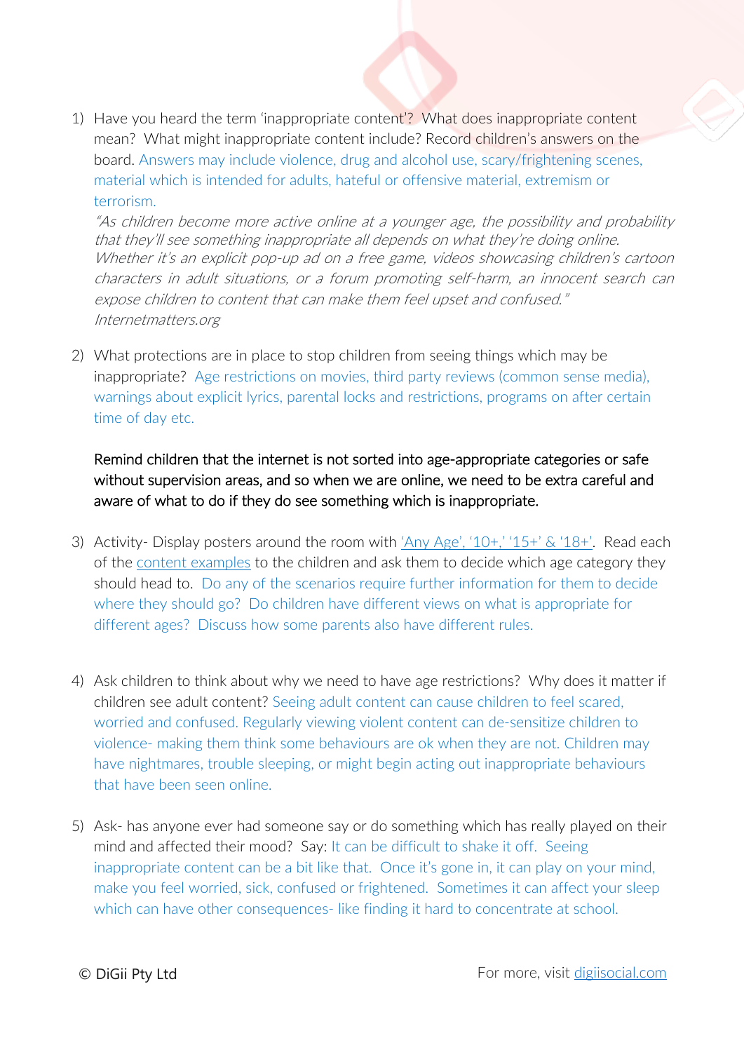1) Have you heard the term 'inappropriate content'? What does inappropriate content mean? What might inappropriate content include? Record children's answers on the board. Answers may include violence, drug and alcohol use, scary/frightening scenes, material which is intended for adults, hateful or offensive material, extremism or terrorism.

   *"As children become more active online at a younger age, the possibility and probability that they'll see something inappropriate all depends on what they're doing online. Whether it's an explicit pop-up ad on a free game, videos showcasing children's cartoon characters in adult situations, or a forum promoting self-harm, an innocent search can expose children to content that can make them feel upset and confused." Internetmatters.org*

2) What protections are in place to stop children from seeing things which may be inappropriate? Age restrictions on movies, third party reviews (common sense media), warnings about explicit lyrics, parental locks and restrictions, programs on after certain time of day etc.

   Remind children that the internet is not sorted into age-appropriate categories or safe without supervision areas, and so when we are online, we need to be extra careful and aware of what to do if they do see something which is inappropriate.

3) Activity- Display posters around the room with 'Any Age', '10+,' '15+' & '18+'. Read each of the content examples to the children and ask them to decide which age category they should head to. Do any of the scenarios require further information for them to decide where they should go? Do children have different views on what is appropriate for different ages? Discuss how some parents also have different rules.

4) Ask children to think about why we need to have age restrictions? Why does it matter if children see adult content? Seeing adult content can cause children to feel scared, worried and confused. Regularly viewing violent content can de-sensitize children to violence- making them think some behaviours are ok when they are not. Children may have nightmares, trouble sleeping, or might begin acting out inappropriate behaviours that have been seen online.

5) Ask- has anyone ever had someone say or do something which has really played on their mind and affected their mood? Say: It can be difficult to shake it off. Seeing inappropriate content can be a bit like that. Once it's gone in, it can play on your mind, make you feel worried, sick, confused or frightened. Sometimes it can affect your sleep which can have other consequences- like finding it hard to concentrate at school.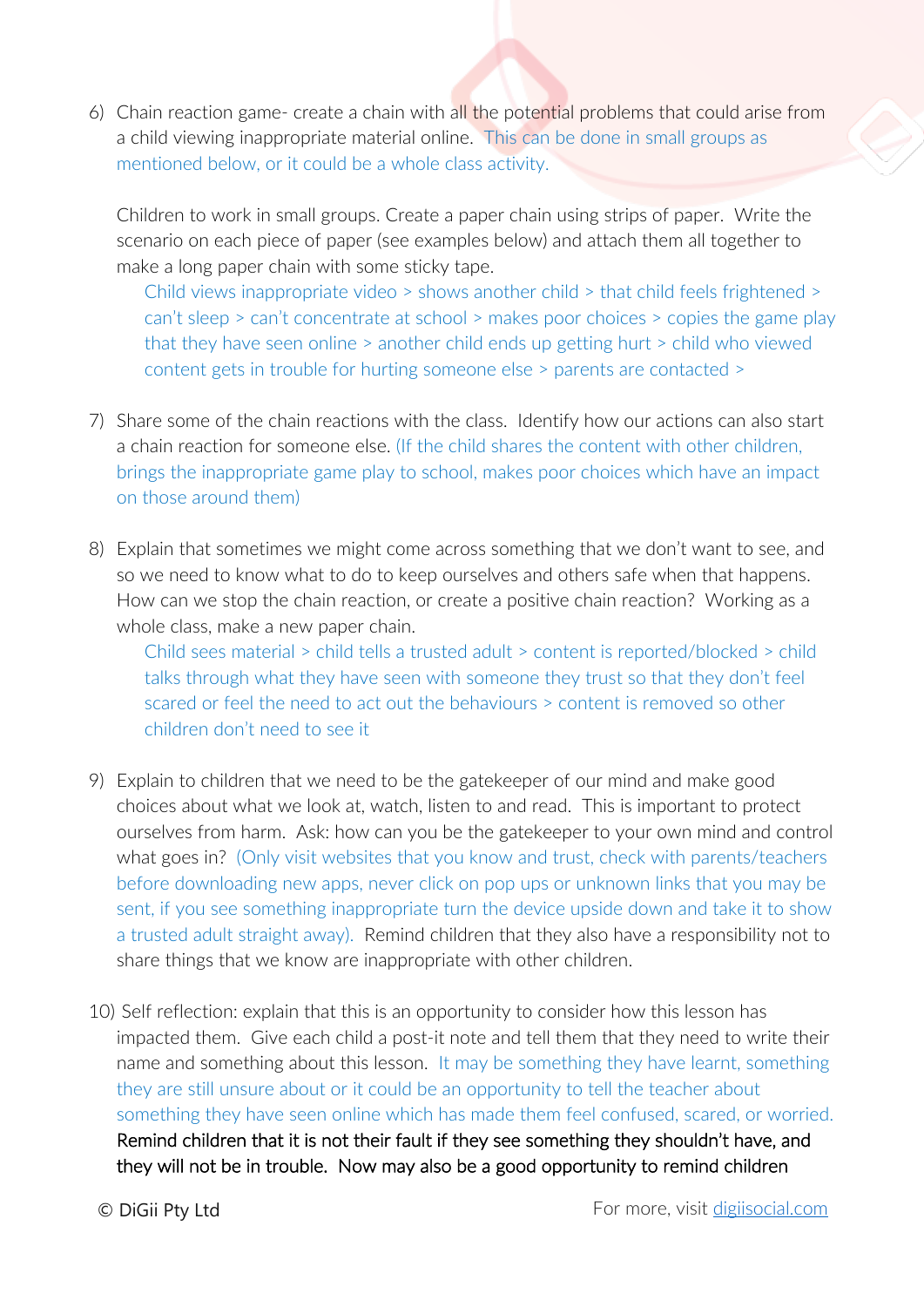6) Chain reaction game- create a chain with all the potential problems that could arise from a child viewing inappropriate material online. This can be done in small groups as mentioned below, or it could be a whole class activity.

   Children to work in small groups. Create a paper chain using strips of paper. Write the scenario on each piece of paper (see examples below) and attach them all together to make a long paper chain with some sticky tape.

   Child views inappropriate video > shows another child > that child feels frightened > can't sleep > can't concentrate at school > makes poor choices > copies the game play that they have seen online > another child ends up getting hurt > child who viewed content gets in trouble for hurting someone else > parents are contacted >

7) Share some of the chain reactions with the class. Identify how our actions can also start a chain reaction for someone else. (If the child shares the content with other children, brings the inappropriate game play to school, makes poor choices which have an impact on those around them)

8) Explain that sometimes we might come across something that we don't want to see, and so we need to know what to do to keep ourselves and others safe when that happens. How can we stop the chain reaction, or create a positive chain reaction? Working as a whole class, make a new paper chain.

   Child sees material > child tells a trusted adult > content is reported/blocked > child talks through what they have seen with someone they trust so that they don't feel scared or feel the need to act out the behaviours > content is removed so other children don't need to see it

9) Explain to children that we need to be the gatekeeper of our mind and make good choices about what we look at, watch, listen to and read. This is important to protect ourselves from harm. Ask: how can you be the gatekeeper to your own mind and control what goes in? (Only visit websites that you know and trust, check with parents/teachers before downloading new apps, never click on pop ups or unknown links that you may be sent, if you see something inappropriate turn the device upside down and take it to show a trusted adult straight away). Remind children that they also have a responsibility not to share things that we know are inappropriate with other children.

10) Self reflection: explain that this is an opportunity to consider how this lesson has impacted them. Give each child a post-it note and tell them that they need to write their name and something about this lesson. It may be something they have learnt, something they are still unsure about or it could be an opportunity to tell the teacher about something they have seen online which has made them feel confused, scared, or worried. Remind children that it is not their fault if they see something they shouldn't have, and they will not be in trouble. Now may also be a good opportunity to remind children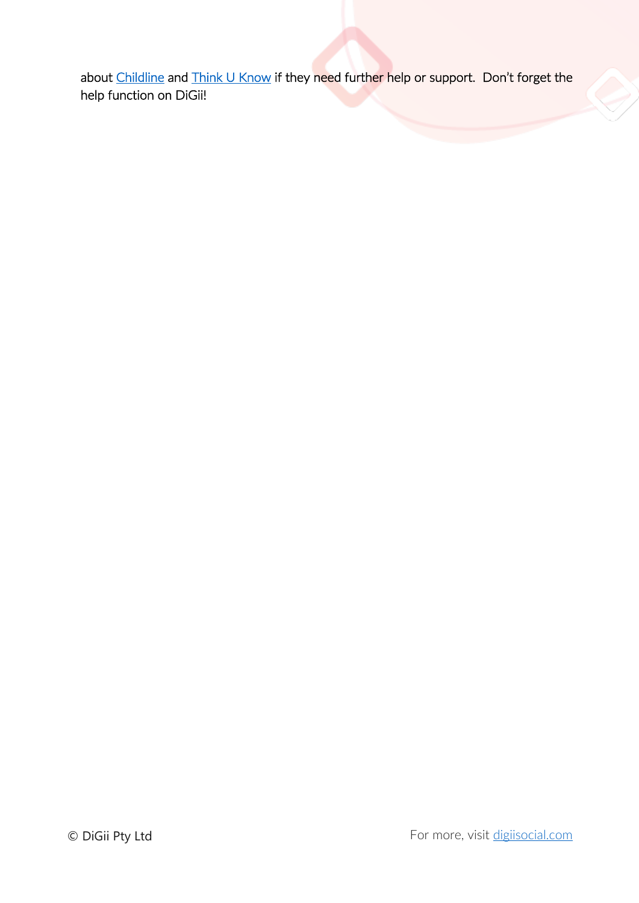about Childline and Think U Know if they need further help or support.  Don't forget the help function on DiGii!